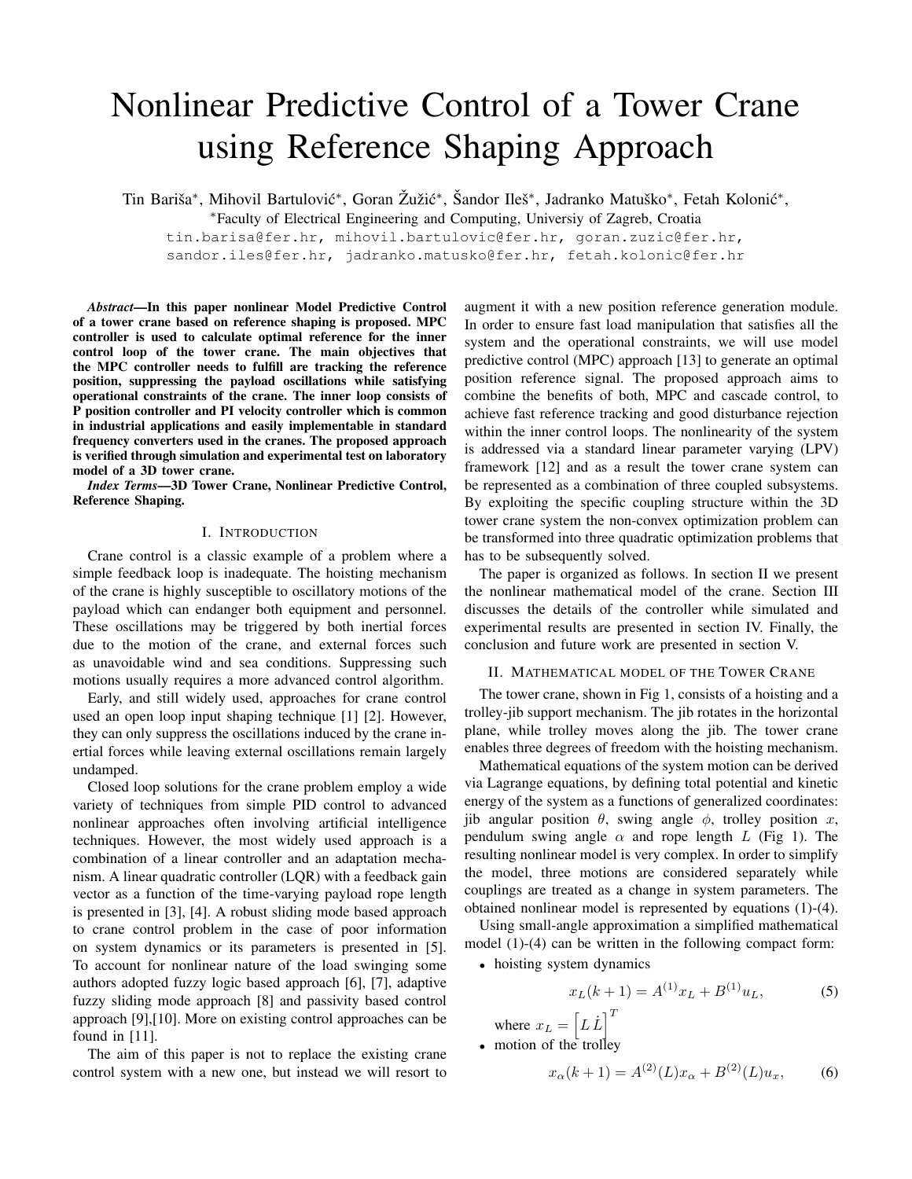# Nonlinear Predictive Control of a Tower Crane using Reference Shaping Approach

Tin Bariša*, Mihovil Bartulović*, Goran Žužić*, Šandor Ileš*, Jadranko Matuško*, Fetah Kolonić*,

*Faculty of Electrical Engineering and Computing, Universiy of Zagreb, Croatia

tin.barisa@fer.hr, mihovil.bartulovic@fer.hr, goran.zuzic@fer.hr, sandor.iles@fer.hr, jadranko.matusko@fer.hr, fetah.kolonic@fer.hr

***Abstract*—In this paper nonlinear Model Predictive Control of a tower crane based on reference shaping is proposed. MPC controller is used to calculate optimal reference for the inner control loop of the tower crane. The main objectives that the MPC controller needs to fulfill are tracking the reference position, suppressing the payload oscillations while satisfying operational constraints of the crane. The inner loop consists of P position controller and PI velocity controller which is common in industrial applications and easily implementable in standard frequency converters used in the cranes. The proposed approach is verified through simulation and experimental test on laboratory model of a 3D tower crane.**

***Index Terms*—3D Tower Crane, Nonlinear Predictive Control, Reference Shaping.**

## I. Introduction

Crane control is a classic example of a problem where a simple feedback loop is inadequate. The hoisting mechanism of the crane is highly susceptible to oscillatory motions of the payload which can endanger both equipment and personnel. These oscillations may be triggered by both inertial forces due to the motion of the crane, and external forces such as unavoidable wind and sea conditions. Suppressing such motions usually requires a more advanced control algorithm.

Early, and still widely used, approaches for crane control used an open loop input shaping technique [1] [2]. However, they can only suppress the oscillations induced by the crane inertial forces while leaving external oscillations remain largely undamped.

Closed loop solutions for the crane problem employ a wide variety of techniques from simple PID control to advanced nonlinear approaches often involving artificial intelligence techniques. However, the most widely used approach is a combination of a linear controller and an adaptation mechanism. A linear quadratic controller (LQR) with a feedback gain vector as a function of the time-varying payload rope length is presented in [3], [4]. A robust sliding mode based approach to crane control problem in the case of poor information on system dynamics or its parameters is presented in [5]. To account for nonlinear nature of the load swinging some authors adopted fuzzy logic based approach [6], [7], adaptive fuzzy sliding mode approach [8] and passivity based control approach [9],[10]. More on existing control approaches can be found in [11].

The aim of this paper is not to replace the existing crane control system with a new one, but instead we will resort to augment it with a new position reference generation module. In order to ensure fast load manipulation that satisfies all the system and the operational constraints, we will use model predictive control (MPC) approach [13] to generate an optimal position reference signal. The proposed approach aims to combine the benefits of both, MPC and cascade control, to achieve fast reference tracking and good disturbance rejection within the inner control loops. The nonlinearity of the system is addressed via a standard linear parameter varying (LPV) framework [12] and as a result the tower crane system can be represented as a combination of three coupled subsystems. By exploiting the specific coupling structure within the 3D tower crane system the non-convex optimization problem can be transformed into three quadratic optimization problems that has to be subsequently solved.

The paper is organized as follows. In section II we present the nonlinear mathematical model of the crane. Section III discusses the details of the controller while simulated and experimental results are presented in section IV. Finally, the conclusion and future work are presented in section V.

## II. Mathematical model of the Tower Crane

The tower crane, shown in Fig 1, consists of a hoisting and a trolley-jib support mechanism. The jib rotates in the horizontal plane, while trolley moves along the jib. The tower crane enables three degrees of freedom with the hoisting mechanism.

Mathematical equations of the system motion can be derived via Lagrange equations, by defining total potential and kinetic energy of the system as a functions of generalized coordinates: jib angular position $\theta$, swing angle $\phi$, trolley position $x$, pendulum swing angle $\alpha$ and rope length $L$ (Fig 1). The resulting nonlinear model is very complex. In order to simplify the model, three motions are considered separately while couplings are treated as a change in system parameters. The obtained nonlinear model is represented by equations (1)-(4).

Using small-angle approximation a simplified mathematical model (1)-(4) can be written in the following compact form:

- hoisting system dynamics

$$x_L(k+1) = A^{(1)}x_L + B^{(1)}u_L, \tag{5}$$

where $x_L = \begin{bmatrix} L \, \dot{L} \end{bmatrix}^T$

- motion of the trolley

$$x_\alpha(k+1) = A^{(2)}(L)x_\alpha + B^{(2)}(L)u_x, \tag{6}$$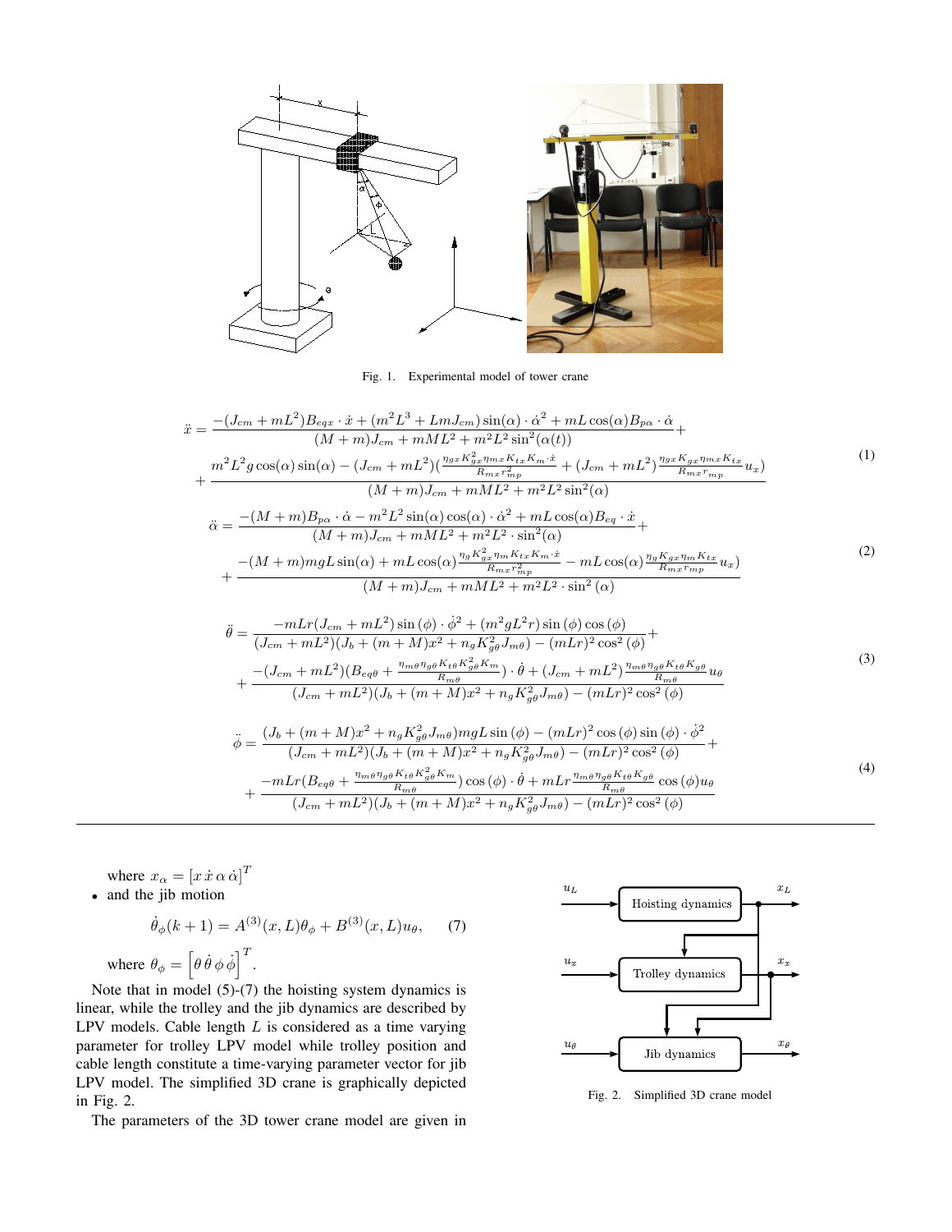Fig. 1. Experimental model of tower crane

$$
\begin{aligned}
\ddot{x} = & \frac{-(J_{cm}+mL^2)B_{eqx}\cdot\dot{x} + (m^2L^3 + LmJ_{cm})\sin(\alpha)\cdot\dot{\alpha}^2 + mL\cos(\alpha)B_{p\alpha}\cdot\dot{\alpha}}{(M+m)J_{cm} + mML^2 + m^2L^2\sin^2(\alpha(t))} + \\
& + \frac{m^2L^2 g\cos(\alpha)\sin(\alpha) - (J_{cm}+mL^2)\left(\frac{\eta_{gx}K_{gx}^2\eta_{mx}K_{tx}K_m\cdot\dot{x}}{R_{mx}r_{mp}^2} + (J_{cm}+mL^2)\frac{\eta_{gx}K_{gx}\eta_{mx}K_{tx}}{R_{mx}r_{mp}}u_x\right)}{(M+m)J_{cm} + mML^2 + m^2L^2\sin^2(\alpha)}
\end{aligned}
\tag{1}
$$

$$
\begin{aligned}
\ddot{\alpha} = & \frac{-(M+m)B_{p\alpha}\cdot\dot{\alpha} - m^2L^2\sin(\alpha)\cos(\alpha)\cdot\dot{\alpha}^2 + mL\cos(\alpha)B_{eq}\cdot\dot{x}}{(M+m)J_{cm} + mML^2 + m^2L^2\cdot\sin^2(\alpha)} + \\
& + \frac{-(M+m)mgL\sin(\alpha) + mL\cos(\alpha)\frac{\eta_g K_{gx}^2\eta_m K_{tx}K_m\cdot\dot{x}}{R_{mx}r_{mp}^2} - mL\cos(\alpha)\frac{\eta_g K_{gx}\eta_m K_{tx}}{R_{mx}r_{mp}}u_x)}{(M+m)J_{cm} + mML^2 + m^2L^2\cdot\sin^2(\alpha)}
\end{aligned}
\tag{2}
$$

$$
\begin{aligned}
\ddot{\theta} = & \frac{-mLr(J_{cm}+mL^2)\sin(\phi)\cdot\dot{\phi}^2 + (m^2gL^2r)\sin(\phi)\cos(\phi)}{(J_{cm}+mL^2)(J_b + (m+M)x^2 + n_gK_{g\theta}^2J_{m\theta}) - (mLr)^2\cos^2(\phi)} + \\
& + \frac{-(J_{cm}+mL^2)(B_{eq\theta} + \frac{\eta_{m\theta}\eta_{g\theta}K_{t\theta}K_{g\theta}^2K_m}{R_{m\theta}})\cdot\dot{\theta} + (J_{cm}+mL^2)\frac{\eta_{m\theta}\eta_{g\theta}K_{t\theta}K_{g\theta}}{R_{m\theta}}u_\theta}{(J_{cm}+mL^2)(J_b + (m+M)x^2 + n_gK_{g\theta}^2J_{m\theta}) - (mLr)^2\cos^2(\phi)}
\end{aligned}
\tag{3}
$$

$$
\begin{aligned}
\ddot{\phi} = & \frac{(J_b + (m+M)x^2 + n_gK_{g\theta}^2J_{m\theta})mgL\sin(\phi) - (mLr)^2\cos(\phi)\sin(\phi)\cdot\dot{\phi}^2}{(J_{cm}+mL^2)(J_b + (m+M)x^2 + n_gK_{g\theta}^2J_{m\theta}) - (mLr)^2\cos^2(\phi)} + \\
& + \frac{-mLr(B_{eq\theta} + \frac{\eta_{m\theta}\eta_{g\theta}K_{t\theta}K_{g\theta}^2K_m}{R_{m\theta}})\cos(\phi)\cdot\dot{\theta} + mLr\frac{\eta_{m\theta}\eta_{g\theta}K_{t\theta}K_{g\theta}}{R_{m\theta}}\cos(\phi)u_\theta}{(J_{cm}+mL^2)(J_b + (m+M)x^2 + n_gK_{g\theta}^2J_{m\theta}) - (mLr)^2\cos^2(\phi)}
\end{aligned}
\tag{4}
$$

where $x_\alpha = [x\,\dot{x}\,\alpha\,\dot{\alpha}]^T$

- and the jib motion

$$
\dot{\theta}_\phi(k+1) = A^{(3)}(x,L)\theta_\phi + B^{(3)}(x,L)u_\theta, \tag{7}
$$

where $\theta_\phi = \left[\theta\,\dot{\theta}\,\phi\,\dot{\phi}\right]^T$.

Note that in model (5)-(7) the hoisting system dynamics is linear, while the trolley and the jib dynamics are described by LPV models. Cable length $L$ is considered as a time varying parameter for trolley LPV model while trolley position and cable length constitute a time-varying parameter vector for jib LPV model. The simplified 3D crane is graphically depicted in Fig. 2.

Fig. 2. Simplified 3D crane model

The parameters of the 3D tower crane model are given in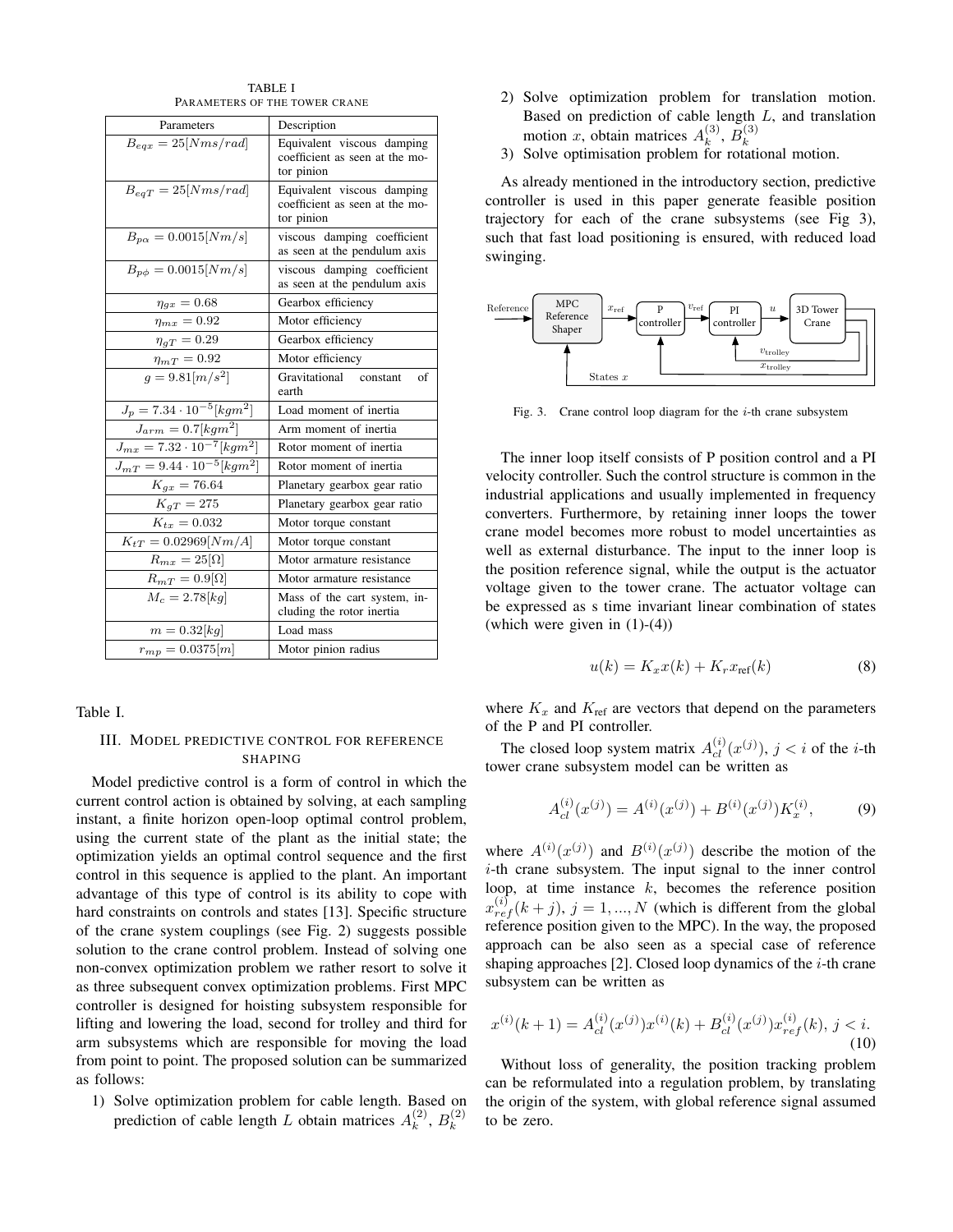TABLE I
PARAMETERS OF THE TOWER CRANE

| Parameters | Description |
|---|---|
| $B_{eqx} = 25[Nms/rad]$ | Equivalent viscous damping coefficient as seen at the motor pinion |
| $B_{eqT} = 25[Nms/rad]$ | Equivalent viscous damping coefficient as seen at the motor pinion |
| $B_{p\alpha} = 0.0015[Nm/s]$ | viscous damping coefficient as seen at the pendulum axis |
| $B_{p\phi} = 0.0015[Nm/s]$ | viscous damping coefficient as seen at the pendulum axis |
| $\eta_{gx} = 0.68$ | Gearbox efficiency |
| $\eta_{mx} = 0.92$ | Motor efficiency |
| $\eta_{gT} = 0.29$ | Gearbox efficiency |
| $\eta_{mT} = 0.92$ | Motor efficiency |
| $g = 9.81[m/s^2]$ | Gravitational constant of earth |
| $J_p = 7.34 \cdot 10^{-5}[kgm^2]$ | Load moment of inertia |
| $J_{arm} = 0.7[kgm^2]$ | Arm moment of inertia |
| $J_{mx} = 7.32 \cdot 10^{-7}[kgm^2]$ | Rotor moment of inertia |
| $J_{mT} = 9.44 \cdot 10^{-5}[kgm^2]$ | Rotor moment of inertia |
| $K_{gx} = 76.64$ | Planetary gearbox gear ratio |
| $K_{gT} = 275$ | Planetary gearbox gear ratio |
| $K_{tx} = 0.032$ | Motor torque constant |
| $K_{tT} = 0.02969[Nm/A]$ | Motor torque constant |
| $R_{mx} = 25[\Omega]$ | Motor armature resistance |
| $R_{mT} = 0.9[\Omega]$ | Motor armature resistance |
| $M_c = 2.78[kg]$ | Mass of the cart system, including the rotor inertia |
| $m = 0.32[kg]$ | Load mass |
| $r_{mp} = 0.0375[m]$ | Motor pinion radius |

Table I.

## III. MODEL PREDICTIVE CONTROL FOR REFERENCE SHAPING

Model predictive control is a form of control in which the current control action is obtained by solving, at each sampling instant, a finite horizon open-loop optimal control problem, using the current state of the plant as the initial state; the optimization yields an optimal control sequence and the first control in this sequence is applied to the plant. An important advantage of this type of control is its ability to cope with hard constraints on controls and states [13]. Specific structure of the crane system couplings (see Fig. 2) suggests possible solution to the crane control problem. Instead of solving one non-convex optimization problem we rather resort to solve it as three subsequent convex optimization problems. First MPC controller is designed for hoisting subsystem responsible for lifting and lowering the load, second for trolley and third for arm subsystems which are responsible for moving the load from point to point. The proposed solution can be summarized as follows:

1) Solve optimization problem for cable length. Based on prediction of cable length $L$ obtain matrices $A_k^{(2)}$, $B_k^{(2)}$
2) Solve optimization problem for translation motion. Based on prediction of cable length $L$, and translation motion $x$, obtain matrices $A_k^{(3)}$, $B_k^{(3)}$
3) Solve optimisation problem for rotational motion.

As already mentioned in the introductory section, predictive controller is used in this paper generate feasible position trajectory for each of the crane subsystems (see Fig 3), such that fast load positioning is ensured, with reduced load swinging.

Fig. 3. Crane control loop diagram for the $i$-th crane subsystem

The inner loop itself consists of P position control and a PI velocity controller. Such the control structure is common in the industrial applications and usually implemented in frequency converters. Furthermore, by retaining inner loops the tower crane model becomes more robust to model uncertainties as well as external disturbance. The input to the inner loop is the position reference signal, while the output is the actuator voltage given to the tower crane. The actuator voltage can be expressed as s time invariant linear combination of states (which were given in (1)-(4))

$$u(k) = K_x x(k) + K_r x_{\text{ref}}(k) \tag{8}$$

where $K_x$ and $K_{\text{ref}}$ are vectors that depend on the parameters of the P and PI controller.

The closed loop system matrix $A_{cl}^{(i)}(x^{(j)})$, $j < i$ of the $i$-th tower crane subsystem model can be written as

$$A_{cl}^{(i)}(x^{(j)}) = A^{(i)}(x^{(j)}) + B^{(i)}(x^{(j)})K_x^{(i)}, \tag{9}$$

where $A^{(i)}(x^{(j)})$ and $B^{(i)}(x^{(j)})$ describe the motion of the $i$-th crane subsystem. The input signal to the inner control loop, at time instance $k$, becomes the reference position $x_{ref}^{(i)}(k+j)$, $j = 1, ..., N$ (which is different from the global reference position given to the MPC). In the way, the proposed approach can be also seen as a special case of reference shaping approaches [2]. Closed loop dynamics of the $i$-th crane subsystem can be written as

$$x^{(i)}(k+1) = A_{cl}^{(i)}(x^{(j)})x^{(i)}(k) + B_{cl}^{(i)}(x^{(j)})x_{ref}^{(i)}(k),\ j < i. \tag{10}$$

Without loss of generality, the position tracking problem can be reformulated into a regulation problem, by translating the origin of the system, with global reference signal assumed to be zero.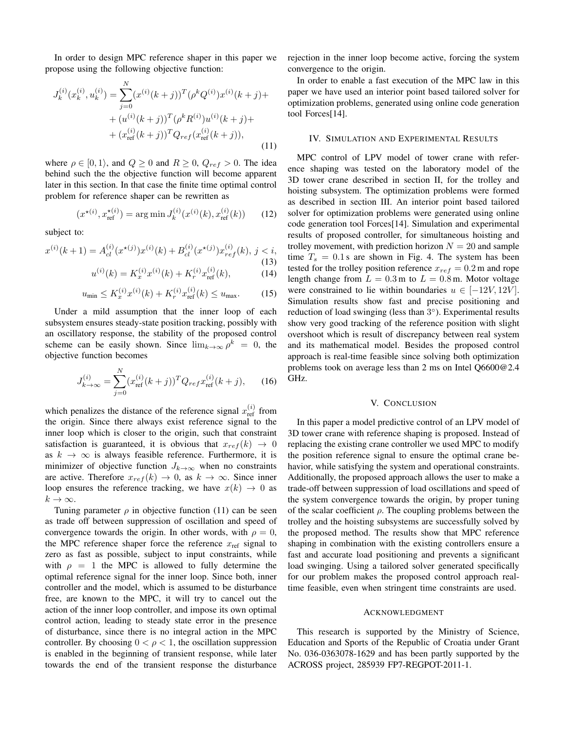In order to design MPC reference shaper in this paper we propose using the following objective function:

$$
\begin{aligned}
J_k^{(i)}(x_k^{(i)}, u_k^{(i)}) = \sum_{j=0}^{N} & (x^{(i)}(k+j))^T(\rho^k Q^{(i)})x^{(i)}(k+j) + \\
& + (u^{(i)}(k+j))^T(\rho^k R^{(i)})u^{(i)}(k+j) + \\
& + (x_{\text{ref}}^{(i)}(k+j))^T Q_{ref}(x_{\text{ref}}^{(i)}(k+j)),
\end{aligned} \tag{11}
$$

where $\rho \in [0, 1\rangle$, and $Q \geq 0$ and $R \geq 0$, $Q_{ref} > 0$. The idea behind such the the objective function will become apparent later in this section. In that case the finite time optimal control problem for reference shaper can be rewritten as

$$
(x^{\star(i)}, x_{\text{ref}}^{\star(i)}) = \arg\min J_k^{(i)}(x^{(i)}(k), x_{\text{ref}}^{(i)}(k)) \tag{12}
$$

subject to:

$$
x^{(i)}(k+1) = A_{cl}^{(i)}(x^{\star(j)})x^{(i)}(k) + B_{cl}^{(i)}(x^{\star(j)})x_{ref}^{(i)}(k),\ j < i, \tag{13}
$$

$$
u^{(i)}(k) = K_x^{(i)}x^{(i)}(k) + K_r^{(i)}x_{\text{ref}}^{(i)}(k), \tag{14}
$$

$$
u_{\min} \leq K_x^{(i)}x^{(i)}(k) + K_r^{(i)}x_{\text{ref}}^{(i)}(k) \leq u_{\max}. \tag{15}
$$

Under a mild assumption that the inner loop of each subsystem ensures steady-state position tracking, possibly with an oscillatory response, the stability of the proposed control scheme can be easily shown. Since $\lim_{k\to\infty} \rho^k = 0$, the objective function becomes

$$
J_{k\to\infty}^{(i)} = \sum_{j=0}^{N} (x_{\text{ref}}^{(i)}(k+j))^T Q_{ref} x_{\text{ref}}^{(i)}(k+j), \tag{16}
$$

which penalizes the distance of the reference signal $x_{\text{ref}}^{(i)}$ from the origin. Since there always exist reference signal to the inner loop which is closer to the origin, such that constraint satisfaction is guaranteed, it is obvious that $x_{ref}(k) \to 0$ as $k \to \infty$ is always feasible reference. Furthermore, it is minimizer of objective function $J_{k\to\infty}$ when no constraints are active. Therefore $x_{ref}(k) \to 0$, as $k \to \infty$. Since inner loop ensures the reference tracking, we have $x(k) \to 0$ as $k \to \infty$.

Tuning parameter $\rho$ in objective function (11) can be seen as trade off between suppression of oscillation and speed of convergence towards the origin. In other words, with $\rho = 0$, the MPC reference shaper force the reference $x_{\text{ref}}$ signal to zero as fast as possible, subject to input constraints, while with $\rho = 1$ the MPC is allowed to fully determine the optimal reference signal for the inner loop. Since both, inner controller and the model, which is assumed to be disturbance free, are known to the MPC, it will try to cancel out the action of the inner loop controller, and impose its own optimal control action, leading to steady state error in the presence of disturbance, since there is no integral action in the MPC controller. By choosing $0 < \rho < 1$, the oscillation suppression is enabled in the beginning of transient response, while later towards the end of the transient response the disturbance rejection in the inner loop become active, forcing the system convergence to the origin.

In order to enable a fast execution of the MPC law in this paper we have used an interior point based tailored solver for optimization problems, generated using online code generation tool Forces[14].

## IV. Simulation and Experimental Results

MPC control of LPV model of tower crane with reference shaping was tested on the laboratory model of the 3D tower crane described in section II, for the trolley and hoisting subsystem. The optimization problems were formed as described in section III. An interior point based tailored solver for optimization problems were generated using online code generation tool Forces[14]. Simulation and experimental results of proposed controller, for simultaneous hoisting and trolley movement, with prediction horizon $N = 20$ and sample time $T_s = 0.1$ s are shown in Fig. 4. The system has been tested for the trolley position reference $x_{ref} = 0.2$ m and rope length change from $L = 0.3$ m to $L = 0.8$ m. Motor voltage were constrained to lie within boundaries $u \in [-12V, 12V]$. Simulation results show fast and precise positioning and reduction of load swinging (less than $3°$). Experimental results show very good tracking of the reference position with slight overshoot which is result of discrepancy between real system and its mathematical model. Besides the proposed control approach is real-time feasible since solving both optimization problems took on average less than 2 ms on Intel Q6600@2.4 GHz.

## V. Conclusion

In this paper a model predictive control of an LPV model of 3D tower crane with reference shaping is proposed. Instead of replacing the existing crane controller we used MPC to modify the position reference signal to ensure the optimal crane behavior, while satisfying the system and operational constraints. Additionally, the proposed approach allows the user to make a trade-off between suppression of load oscillations and speed of the system convergence towards the origin, by proper tuning of the scalar coefficient $\rho$. The coupling problems between the trolley and the hoisting subsystems are successfully solved by the proposed method. The results show that MPC reference shaping in combination with the existing controllers ensure a fast and accurate load positioning and prevents a significant load swinging. Using a tailored solver generated specifically for our problem makes the proposed control approach real-time feasible, even when stringent time constraints are used.

## Acknowledgment

This research is supported by the Ministry of Science, Education and Sports of the Republic of Croatia under Grant No. 036-0363078-1629 and has been partly supported by the ACROSS project, 285939 FP7-REGPOT-2011-1.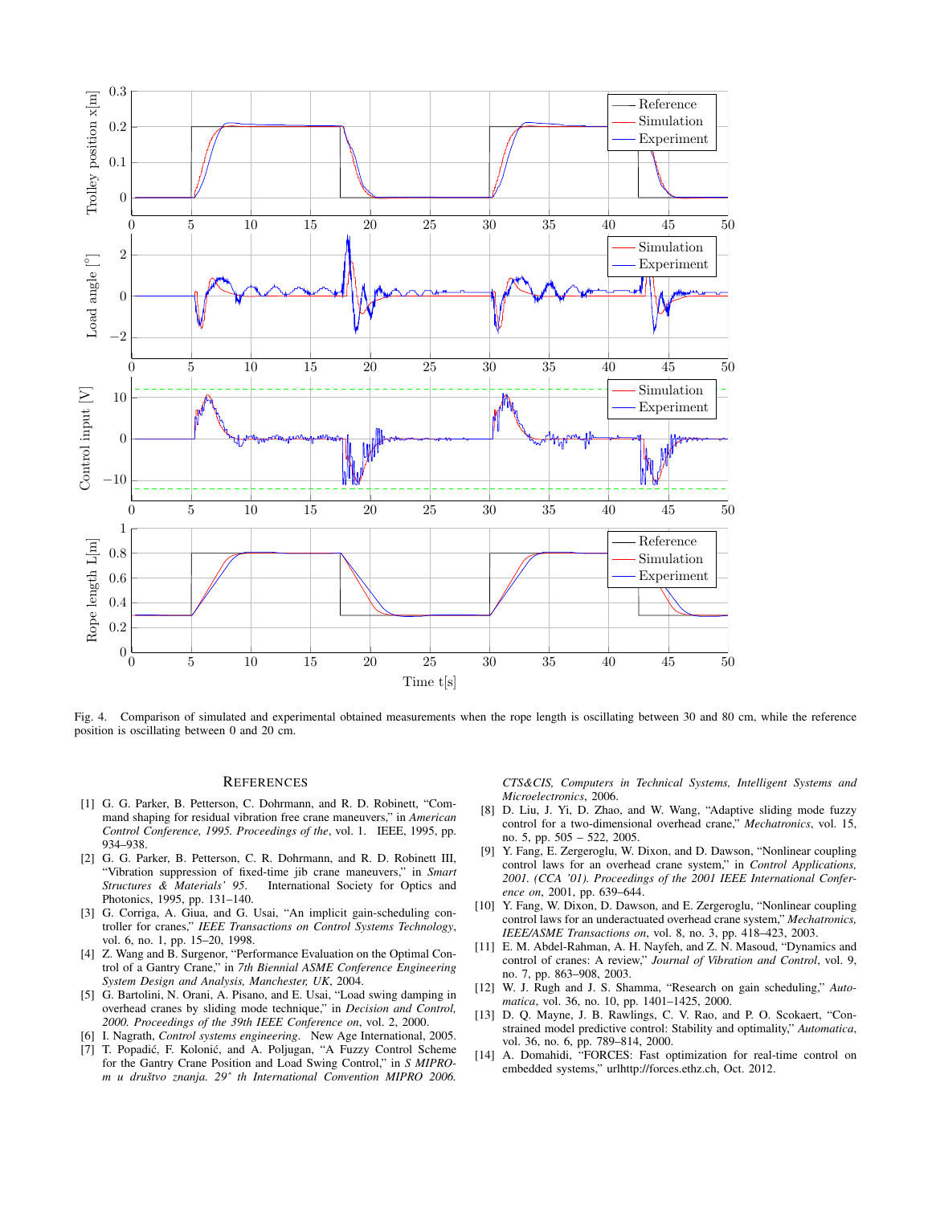Trolley position x[m]

0.3
0.2
0.1
0

Reference
Simulation
Experiment

0 5 10 15 20 25 30 35 40 45 50

Load angle [°]

2
0
−2

Simulation
Experiment

0 5 10 15 20 25 30 35 40 45 50

Control input [V]

10
0
−10

Simulation
Experiment

0 5 10 15 20 25 30 35 40 45 50

Rope length L[m]

1
0.8
0.6
0.4
0.2
0

Reference
Simulation
Experiment

0 5 10 15 20 25 30 35 40 45 50

Time t[s]

Fig. 4. Comparison of simulated and experimental obtained measurements when the rope length is oscillating between 30 and 80 cm, while the reference position is oscillating between 0 and 20 cm.

## References

[1] G. G. Parker, B. Petterson, C. Dohrmann, and R. D. Robinett, "Command shaping for residual vibration free crane maneuvers," in *American Control Conference, 1995. Proceedings of the*, vol. 1. IEEE, 1995, pp. 934–938.

[2] G. G. Parker, B. Petterson, C. R. Dohrmann, and R. D. Robinett III, "Vibration suppression of fixed-time jib crane maneuvers," in *Smart Structures & Materials' 95*. International Society for Optics and Photonics, 1995, pp. 131–140.

[3] G. Corriga, A. Giua, and G. Usai, "An implicit gain-scheduling controller for cranes," *IEEE Transactions on Control Systems Technology*, vol. 6, no. 1, pp. 15–20, 1998.

[4] Z. Wang and B. Surgenor, "Performance Evaluation on the Optimal Control of a Gantry Crane," in *7th Biennial ASME Conference Engineering System Design and Analysis, Manchester, UK*, 2004.

[5] G. Bartolini, N. Orani, A. Pisano, and E. Usai, "Load swing damping in overhead cranes by sliding mode technique," in *Decision and Control, 2000. Proceedings of the 39th IEEE Conference on*, vol. 2, 2000.

[6] I. Nagrath, *Control systems engineering*. New Age International, 2005.

[7] T. Popadić, F. Kolonić, and A. Poljugan, "A Fuzzy Control Scheme for the Gantry Crane Position and Load Swing Control," in *S MIPRO-m u društvo znanja. 29ˆ th International Convention MIPRO 2006. CTS&CIS, Computers in Technical Systems, Intelligent Systems and Microelectronics*, 2006.

[8] D. Liu, J. Yi, D. Zhao, and W. Wang, "Adaptive sliding mode fuzzy control for a two-dimensional overhead crane," *Mechatronics*, vol. 15, no. 5, pp. 505 – 522, 2005.

[9] Y. Fang, E. Zergeroglu, W. Dixon, and D. Dawson, "Nonlinear coupling control laws for an overhead crane system," in *Control Applications, 2001. (CCA '01). Proceedings of the 2001 IEEE International Conference on*, 2001, pp. 639–644.

[10] Y. Fang, W. Dixon, D. Dawson, and E. Zergeroglu, "Nonlinear coupling control laws for an underactuated overhead crane system," *Mechatronics, IEEE/ASME Transactions on*, vol. 8, no. 3, pp. 418–423, 2003.

[11] E. M. Abdel-Rahman, A. H. Nayfeh, and Z. N. Masoud, "Dynamics and control of cranes: A review," *Journal of Vibration and Control*, vol. 9, no. 7, pp. 863–908, 2003.

[12] W. J. Rugh and J. S. Shamma, "Research on gain scheduling," *Automatica*, vol. 36, no. 10, pp. 1401–1425, 2000.

[13] D. Q. Mayne, J. B. Rawlings, C. V. Rao, and P. O. Scokaert, "Constrained model predictive control: Stability and optimality," *Automatica*, vol. 36, no. 6, pp. 789–814, 2000.

[14] A. Domahidi, "FORCES: Fast optimization for real-time control on embedded systems," urlhttp://forces.ethz.ch, Oct. 2012.